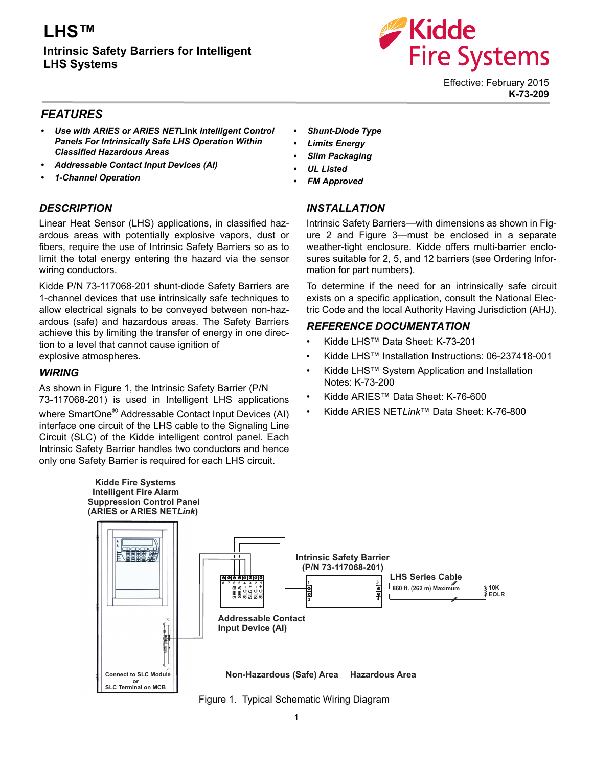# LHS™

## Intrinsic Safety Barriers for Intelligent LHS Systems

Kidde Fire Systems

Effective: February 2015
**K-73-209**

## FEATURES

- ***Use with ARIES or ARIES NETLink Intelligent Control Panels For Intrinsically Safe LHS Operation Within Classified Hazardous Areas***
- ***Addressable Contact Input Devices (AI)***
- ***1-Channel Operation***
- ***Shunt-Diode Type***
- ***Limits Energy***
- ***Slim Packaging***
- ***UL Listed***
- ***FM Approved***

## DESCRIPTION

Linear Heat Sensor (LHS) applications, in classified hazardous areas with potentially explosive vapors, dust or fibers, require the use of Intrinsic Safety Barriers so as to limit the total energy entering the hazard via the sensor wiring conductors.

Kidde P/N 73-117068-201 shunt-diode Safety Barriers are 1-channel devices that use intrinsically safe techniques to allow electrical signals to be conveyed between non-hazardous (safe) and hazardous areas. The Safety Barriers achieve this by limiting the transfer of energy in one direction to a level that cannot cause ignition of explosive atmospheres.

## WIRING

As shown in Figure 1, the Intrinsic Safety Barrier (P/N 73-117068-201) is used in Intelligent LHS applications where SmartOne® Addressable Contact Input Devices (AI) interface one circuit of the LHS cable to the Signaling Line Circuit (SLC) of the Kidde intelligent control panel. Each Intrinsic Safety Barrier handles two conductors and hence only one Safety Barrier is required for each LHS circuit.

## INSTALLATION

Intrinsic Safety Barriers—with dimensions as shown in Figure 2 and Figure 3—must be enclosed in a separate weather-tight enclosure. Kidde offers multi-barrier enclosures suitable for 2, 5, and 12 barriers (see Ordering Information for part numbers).

To determine if the need for an intrinsically safe circuit exists on a specific application, consult the National Electric Code and the local Authority Having Jurisdiction (AHJ).

## REFERENCE DOCUMENTATION

- Kidde LHS™ Data Sheet: K-73-201
- Kidde LHS™ Installation Instructions: 06-237418-001
- Kidde LHS™ System Application and Installation Notes: K-73-200
- Kidde ARIES™ Data Sheet: K-76-600
- Kidde ARIES NET*Link*™ Data Sheet: K-76-800

Kidde Fire Systems Intelligent Fire Alarm Suppression Control Panel (ARIES or ARIES NET*Link*)

Connect to SLC Module or SLC Terminal on MCB

Addressable Contact Input Device (AI)

Intrinsic Safety Barrier (P/N 73-117068-201)

LHS Series Cable

860 ft. (262 m) Maximum

10K EOLR

Non-Hazardous (Safe) Area | Hazardous Area

Figure 1. Typical Schematic Wiring Diagram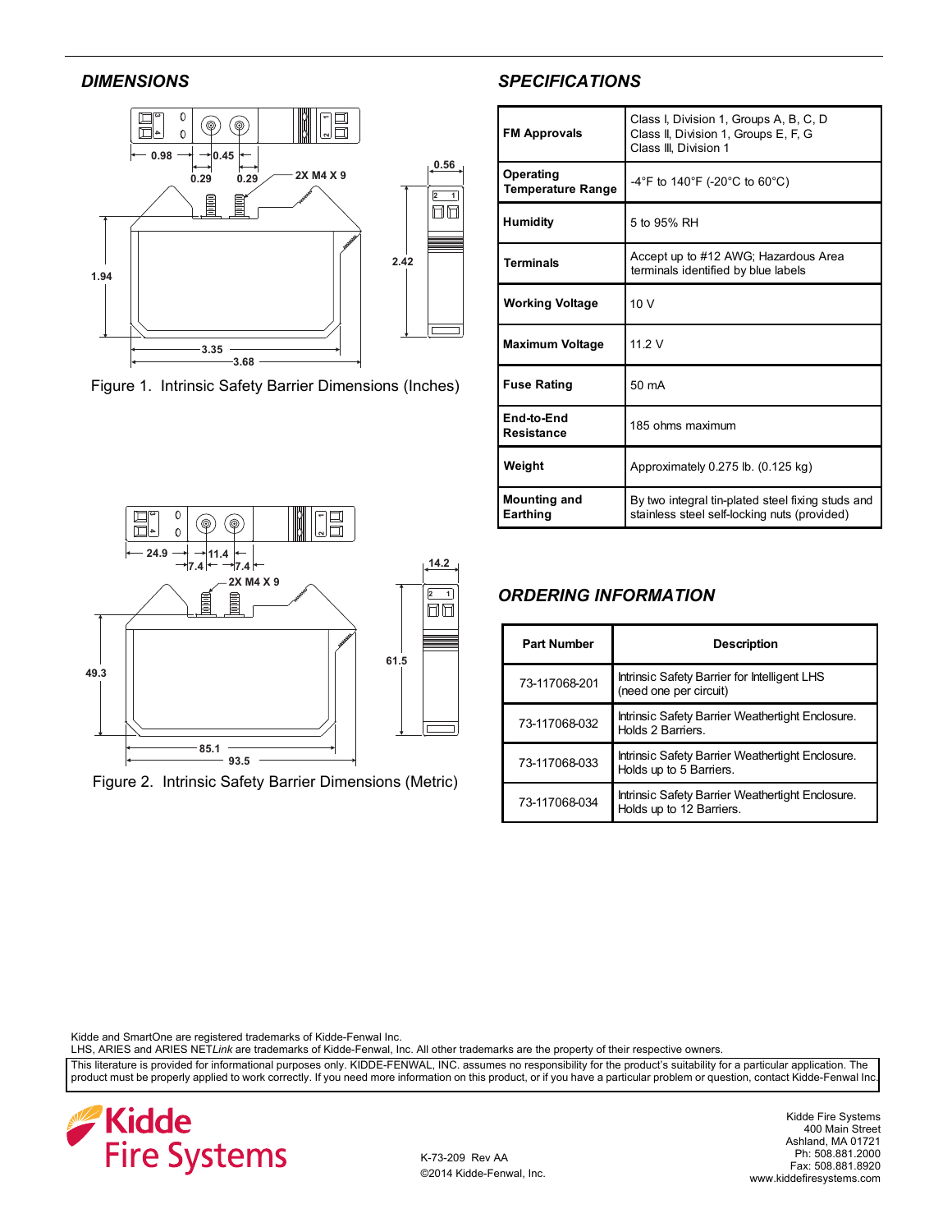## DIMENSIONS

0.98
0.45
0.29
0.29
2X M4 X 9
0.56
2.42
1.94
3.35
3.68

Figure 1. Intrinsic Safety Barrier Dimensions (Inches)

24.9
11.4
7.4
7.4
2X M4 X 9
14.2
61.5
49.3
85.1
93.5

Figure 2. Intrinsic Safety Barrier Dimensions (Metric)

## SPECIFICATIONS

| | |
|---|---|
| **FM Approvals** | Class I, Division 1, Groups A, B, C, D<br>Class II, Division 1, Groups E, F, G<br>Class III, Division 1 |
| **Operating Temperature Range** | -4°F to 140°F (-20°C to 60°C) |
| **Humidity** | 5 to 95% RH |
| **Terminals** | Accept up to #12 AWG; Hazardous Area terminals identified by blue labels |
| **Working Voltage** | 10 V |
| **Maximum Voltage** | 11.2 V |
| **Fuse Rating** | 50 mA |
| **End-to-End Resistance** | 185 ohms maximum |
| **Weight** | Approximately 0.275 lb. (0.125 kg) |
| **Mounting and Earthing** | By two integral tin-plated steel fixing studs and stainless steel self-locking nuts (provided) |

## ORDERING INFORMATION

| Part Number | Description |
|---|---|
| 73-117068-201 | Intrinsic Safety Barrier for Intelligent LHS (need one per circuit) |
| 73-117068-032 | Intrinsic Safety Barrier Weathertight Enclosure. Holds 2 Barriers. |
| 73-117068-033 | Intrinsic Safety Barrier Weathertight Enclosure. Holds up to 5 Barriers. |
| 73-117068-034 | Intrinsic Safety Barrier Weathertight Enclosure. Holds up to 12 Barriers. |

Kidde and SmartOne are registered trademarks of Kidde-Fenwal Inc.
LHS, ARIES and ARIES NET*Link* are trademarks of Kidde-Fenwal, Inc. All other trademarks are the property of their respective owners.

This literature is provided for informational purposes only. KIDDE-FENWAL, INC. assumes no responsibility for the product's suitability for a particular application. The product must be properly applied to work correctly. If you need more information on this product, or if you have a particular problem or question, contact Kidde-Fenwal Inc.

Kidde Fire Systems

K-73-209 Rev AA
©2014 Kidde-Fenwal, Inc.

Kidde Fire Systems
400 Main Street
Ashland, MA 01721
Ph: 508.881.2000
Fax: 508.881.8920
www.kiddefiresystems.com